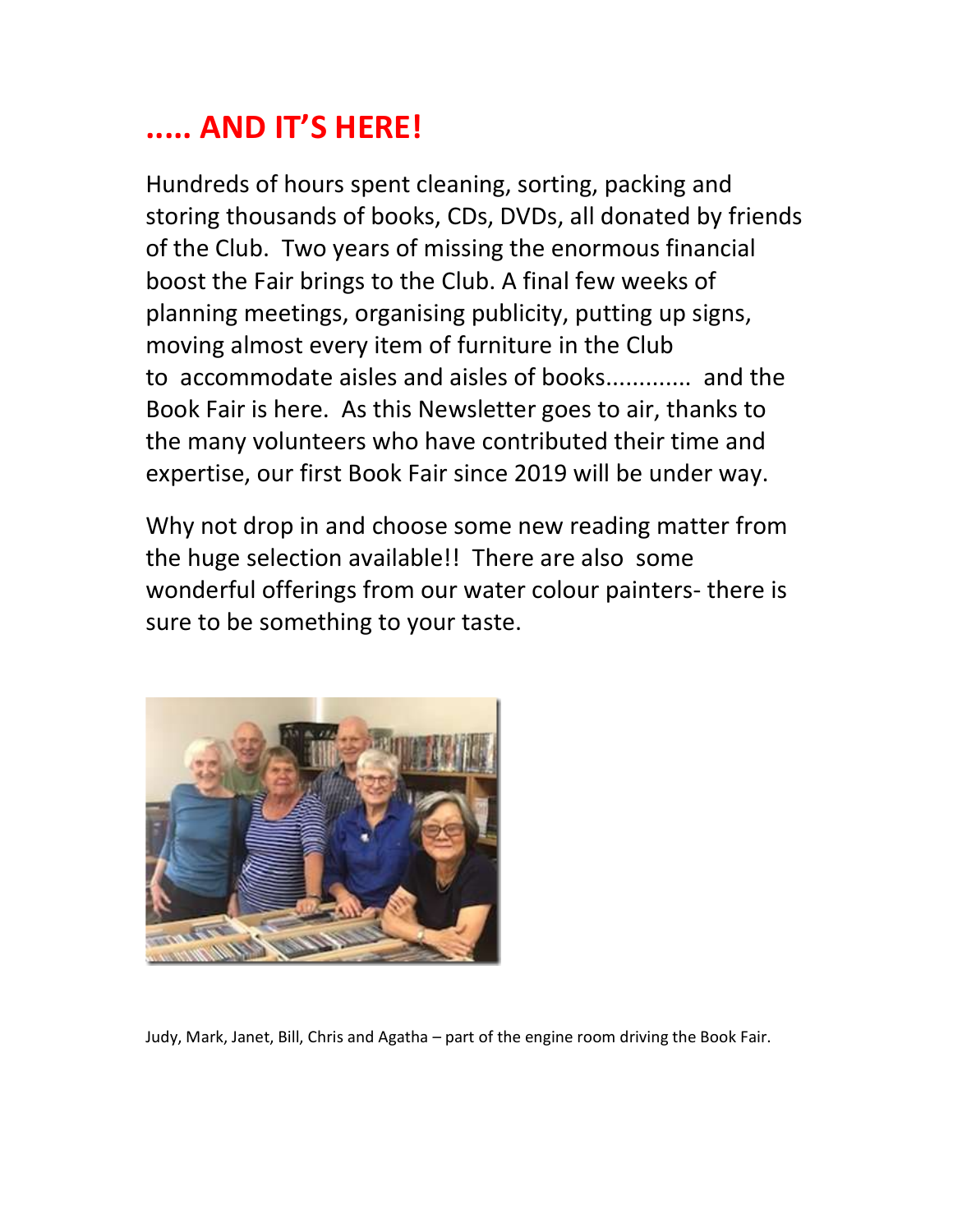# ….. AND IT'S HERE!

Hundreds of hours spent cleaning, sorting, packing and storing thousands of books, CDs, DVDs, all donated by friends of the Club. Two years of missing the enormous financial boost the Fair brings to the Club. A final few weeks of planning meetings, organising publicity, putting up signs, moving almost every item of furniture in the Club to accommodate aisles and aisles of books............ and the Book Fair is here. As this Newsletter goes to air, thanks to the many volunteers who have contributed their time and expertise, our first Book Fair since 2019 will be under way.

Why not drop in and choose some new reading matter from the huge selection available!! There are also some wonderful offerings from our water colour painters- there is sure to be something to your taste.

Judy, Mark, Janet, Bill, Chris and Agatha – part of the engine room driving the Book Fair.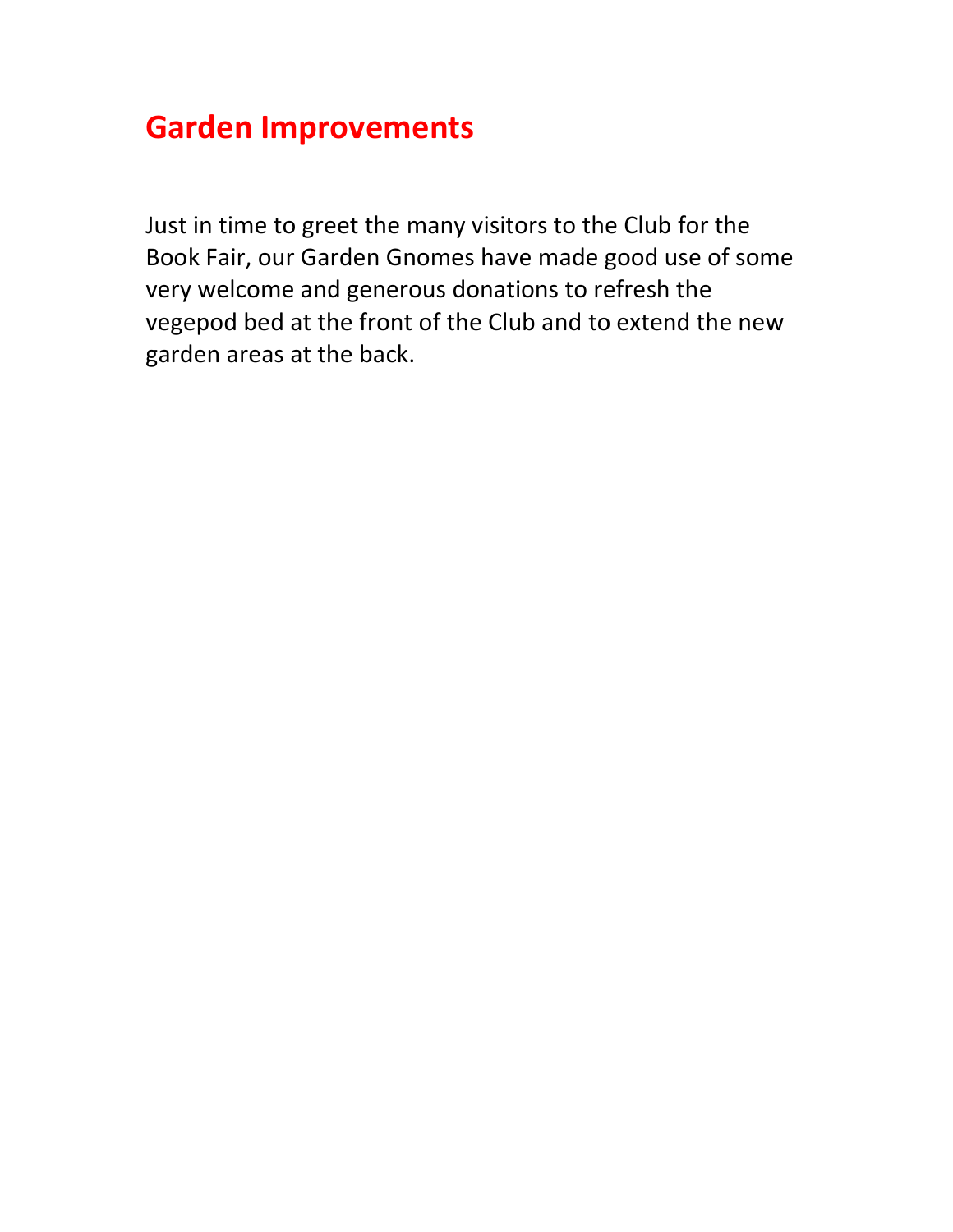# Garden Improvements

Just in time to greet the many visitors to the Club for the Book Fair, our Garden Gnomes have made good use of some very welcome and generous donations to refresh the vegepod bed at the front of the Club and to extend the new garden areas at the back.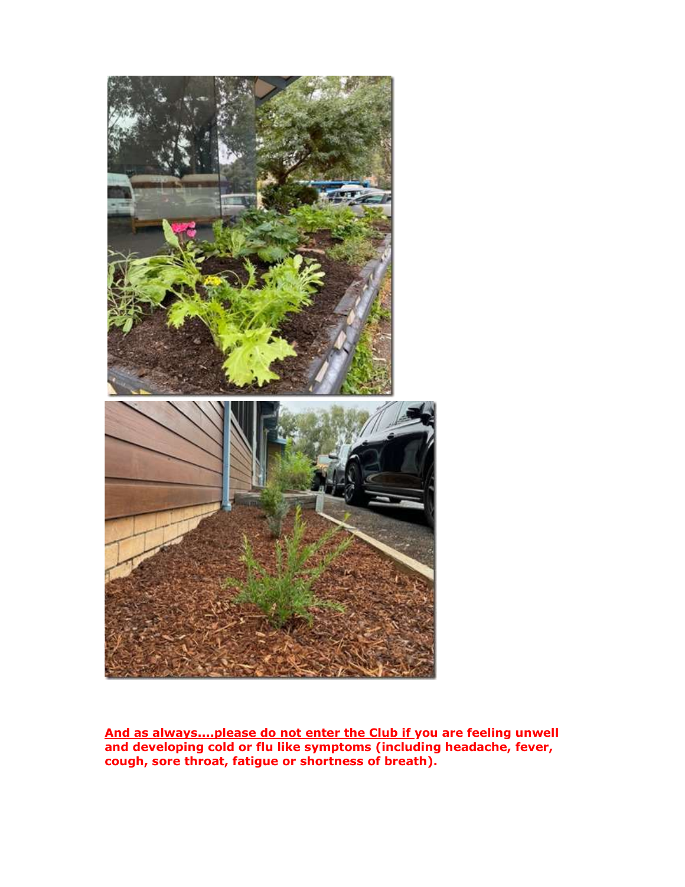**And as always....please do not enter the Club if you are feeling unwell and developing cold or flu like symptoms (including headache, fever, cough, sore throat, fatigue or shortness of breath).**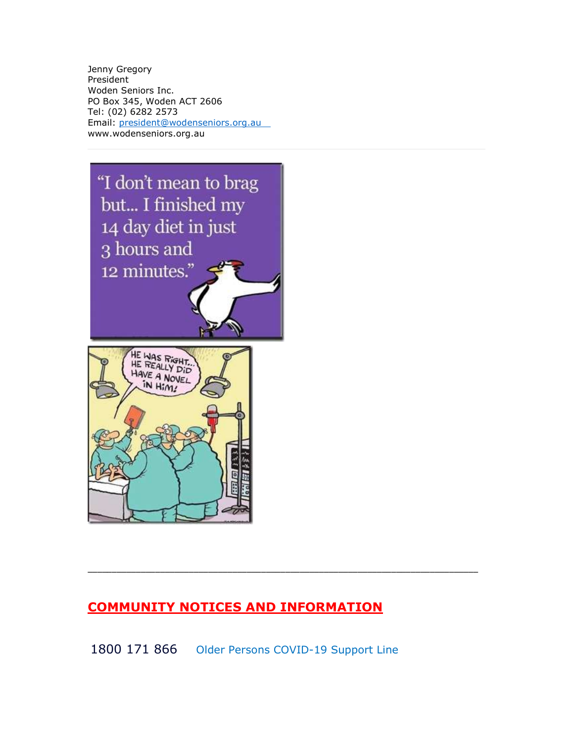Jenny Gregory
President
Woden Seniors Inc.
PO Box 345, Woden ACT 2606
Tel: (02) 6282 2573
Email: president@wodenseniors.org.au
www.wodenseniors.org.au

---

## COMMUNITY NOTICES AND INFORMATION

1800 171 866 Older Persons COVID-19 Support Line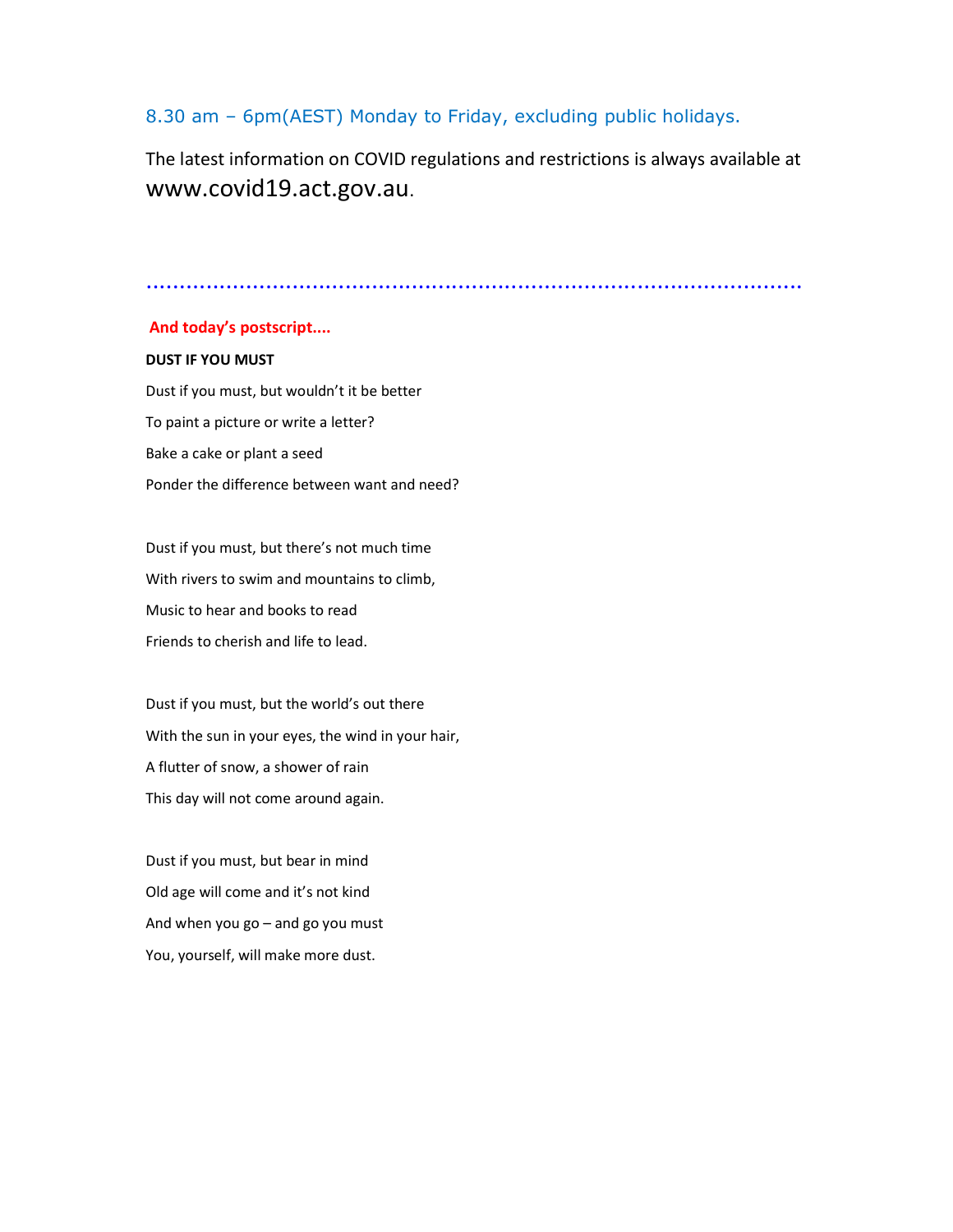8.30 am – 6pm(AEST) Monday to Friday, excluding public holidays.

The latest information on COVID regulations and restrictions is always available at www.covid19.act.gov.au.

---

**And today's postscript....**

**DUST IF YOU MUST**

Dust if you must, but wouldn't it be better

To paint a picture or write a letter?

Bake a cake or plant a seed

Ponder the difference between want and need?

Dust if you must, but there's not much time

With rivers to swim and mountains to climb,

Music to hear and books to read

Friends to cherish and life to lead.

Dust if you must, but the world's out there

With the sun in your eyes, the wind in your hair,

A flutter of snow, a shower of rain

This day will not come around again.

Dust if you must, but bear in mind

Old age will come and it's not kind

And when you go – and go you must

You, yourself, will make more dust.